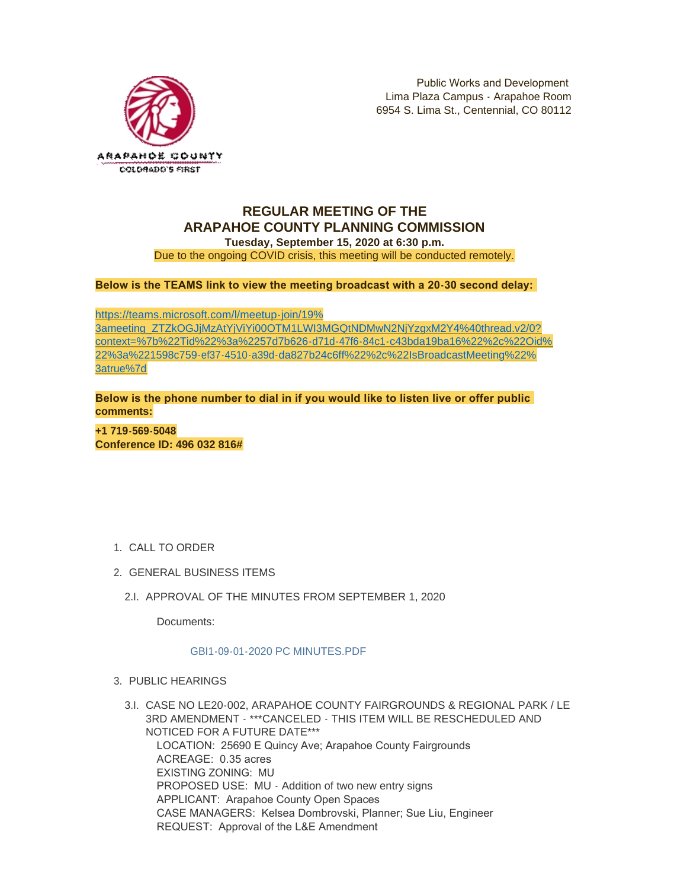Public Works and Development
Lima Plaza Campus - Arapahoe Room
6954 S. Lima St., Centennial, CO 80112

# REGULAR MEETING OF THE ARAPAHOE COUNTY PLANNING COMMISSION

**Tuesday, September 15, 2020 at 6:30 p.m.**

Due to the ongoing COVID crisis, this meeting will be conducted remotely.

**Below is the TEAMS link to view the meeting broadcast with a 20-30 second delay:**

https://teams.microsoft.com/l/meetup-join/19%3ameeting_ZTZkOGJjMzAtYjViYi00OTM1LWI3MGQtNDMwN2NjYzgxM2Y4%40thread.v2/0?context=%7b%22Tid%22%3a%2257d7b626-d71d-47f6-84c1-c43bda19ba16%22%2c%22Oid%22%3a%221598c759-ef37-4510-a39d-da827b24c6ff%22%2c%22IsBroadcastMeeting%22%3atrue%7d

**Below is the phone number to dial in if you would like to listen live or offer public comments:**

**+1 719-569-5048**
**Conference ID: 496 032 816#**

1. CALL TO ORDER
2. GENERAL BUSINESS ITEMS
   - 2.I. APPROVAL OF THE MINUTES FROM SEPTEMBER 1, 2020

     Documents:

     GBI1-09-01-2020 PC MINUTES.PDF

3. PUBLIC HEARINGS
   - 3.I. CASE NO LE20-002, ARAPAHOE COUNTY FAIRGROUNDS & REGIONAL PARK / LE 3RD AMENDMENT - ***CANCELED - THIS ITEM WILL BE RESCHEDULED AND NOTICED FOR A FUTURE DATE***
     LOCATION: 25690 E Quincy Ave; Arapahoe County Fairgrounds
     ACREAGE: 0.35 acres
     EXISTING ZONING: MU
     PROPOSED USE: MU - Addition of two new entry signs
     APPLICANT: Arapahoe County Open Spaces
     CASE MANAGERS: Kelsea Dombrovski, Planner; Sue Liu, Engineer
     REQUEST: Approval of the L&E Amendment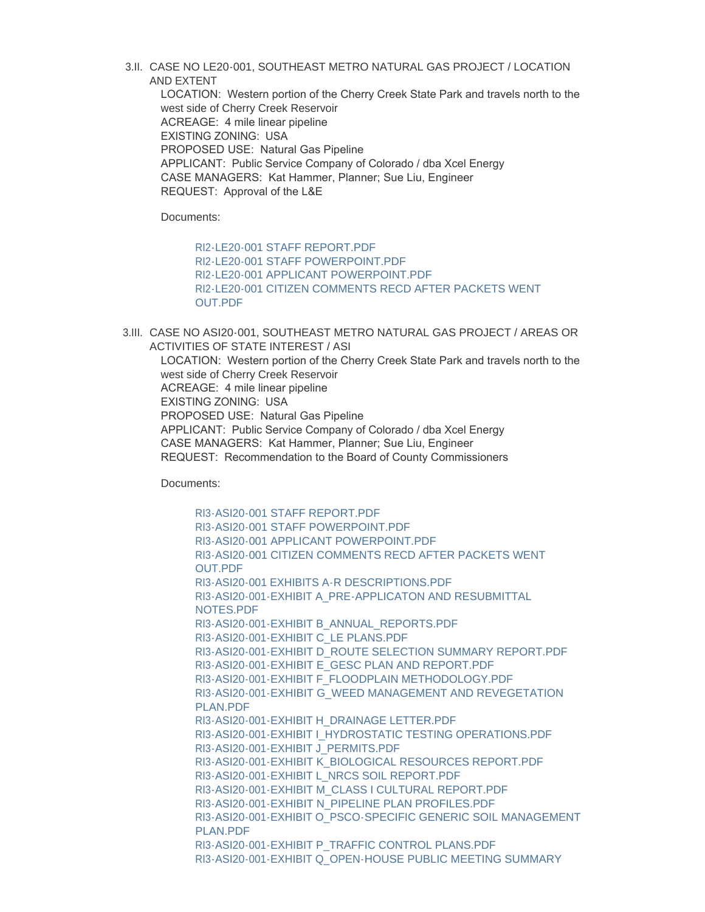3.II. CASE NO LE20-001, SOUTHEAST METRO NATURAL GAS PROJECT / LOCATION AND EXTENT

LOCATION: Western portion of the Cherry Creek State Park and travels north to the west side of Cherry Creek Reservoir
ACREAGE: 4 mile linear pipeline
EXISTING ZONING: USA
PROPOSED USE: Natural Gas Pipeline
APPLICANT: Public Service Company of Colorado / dba Xcel Energy
CASE MANAGERS: Kat Hammer, Planner; Sue Liu, Engineer
REQUEST: Approval of the L&E

Documents:

- RI2-LE20-001 STAFF REPORT.PDF
- RI2-LE20-001 STAFF POWERPOINT.PDF
- RI2-LE20-001 APPLICANT POWERPOINT.PDF
- RI2-LE20-001 CITIZEN COMMENTS RECD AFTER PACKETS WENT OUT.PDF

3.III. CASE NO ASI20-001, SOUTHEAST METRO NATURAL GAS PROJECT / AREAS OR ACTIVITIES OF STATE INTEREST / ASI

LOCATION: Western portion of the Cherry Creek State Park and travels north to the west side of Cherry Creek Reservoir
ACREAGE: 4 mile linear pipeline
EXISTING ZONING: USA
PROPOSED USE: Natural Gas Pipeline
APPLICANT: Public Service Company of Colorado / dba Xcel Energy
CASE MANAGERS: Kat Hammer, Planner; Sue Liu, Engineer
REQUEST: Recommendation to the Board of County Commissioners

Documents:

- RI3-ASI20-001 STAFF REPORT.PDF
- RI3-ASI20-001 STAFF POWERPOINT.PDF
- RI3-ASI20-001 APPLICANT POWERPOINT.PDF
- RI3-ASI20-001 CITIZEN COMMENTS RECD AFTER PACKETS WENT OUT.PDF
- RI3-ASI20-001 EXHIBITS A-R DESCRIPTIONS.PDF
- RI3-ASI20-001-EXHIBIT A_PRE-APPLICATON AND RESUBMITTAL NOTES.PDF
- RI3-ASI20-001-EXHIBIT B_ANNUAL_REPORTS.PDF
- RI3-ASI20-001-EXHIBIT C_LE PLANS.PDF
- RI3-ASI20-001-EXHIBIT D_ROUTE SELECTION SUMMARY REPORT.PDF
- RI3-ASI20-001-EXHIBIT E_GESC PLAN AND REPORT.PDF
- RI3-ASI20-001-EXHIBIT F_FLOODPLAIN METHODOLOGY.PDF
- RI3-ASI20-001-EXHIBIT G_WEED MANAGEMENT AND REVEGETATION PLAN.PDF
- RI3-ASI20-001-EXHIBIT H_DRAINAGE LETTER.PDF
- RI3-ASI20-001-EXHIBIT I_HYDROSTATIC TESTING OPERATIONS.PDF
- RI3-ASI20-001-EXHIBIT J_PERMITS.PDF
- RI3-ASI20-001-EXHIBIT K_BIOLOGICAL RESOURCES REPORT.PDF
- RI3-ASI20-001-EXHIBIT L_NRCS SOIL REPORT.PDF
- RI3-ASI20-001-EXHIBIT M_CLASS I CULTURAL REPORT.PDF
- RI3-ASI20-001-EXHIBIT N_PIPELINE PLAN PROFILES.PDF
- RI3-ASI20-001-EXHIBIT O_PSCO-SPECIFIC GENERIC SOIL MANAGEMENT PLAN.PDF
- RI3-ASI20-001-EXHIBIT P_TRAFFIC CONTROL PLANS.PDF
- RI3-ASI20-001-EXHIBIT Q_OPEN-HOUSE PUBLIC MEETING SUMMARY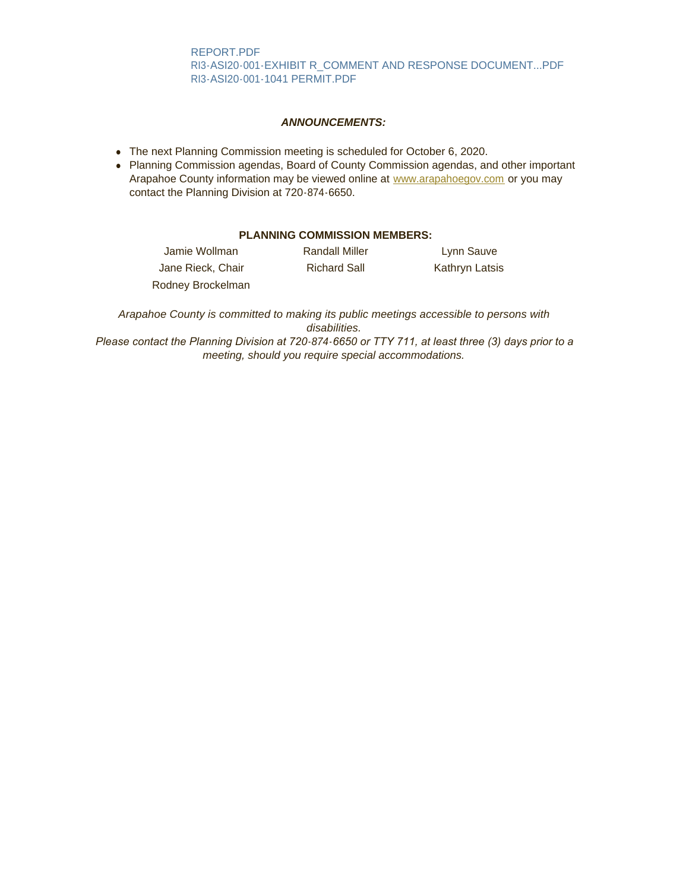REPORT.PDF
RI3-ASI20-001-EXHIBIT R_COMMENT AND RESPONSE DOCUMENT...PDF
RI3-ASI20-001-1041 PERMIT.PDF

### *ANNOUNCEMENTS:*

- The next Planning Commission meeting is scheduled for October 6, 2020.
- Planning Commission agendas, Board of County Commission agendas, and other important Arapahoe County information may be viewed online at www.arapahoegov.com or you may contact the Planning Division at 720-874-6650.

### PLANNING COMMISSION MEMBERS:

| | | |
|---|---|---|
| Jamie Wollman | Randall Miller | Lynn Sauve |
| Jane Rieck, Chair | Richard Sall | Kathryn Latsis |
| Rodney Brockelman | | |

*Arapahoe County is committed to making its public meetings accessible to persons with disabilities.*
*Please contact the Planning Division at 720-874-6650 or TTY 711, at least three (3) days prior to a meeting, should you require special accommodations.*